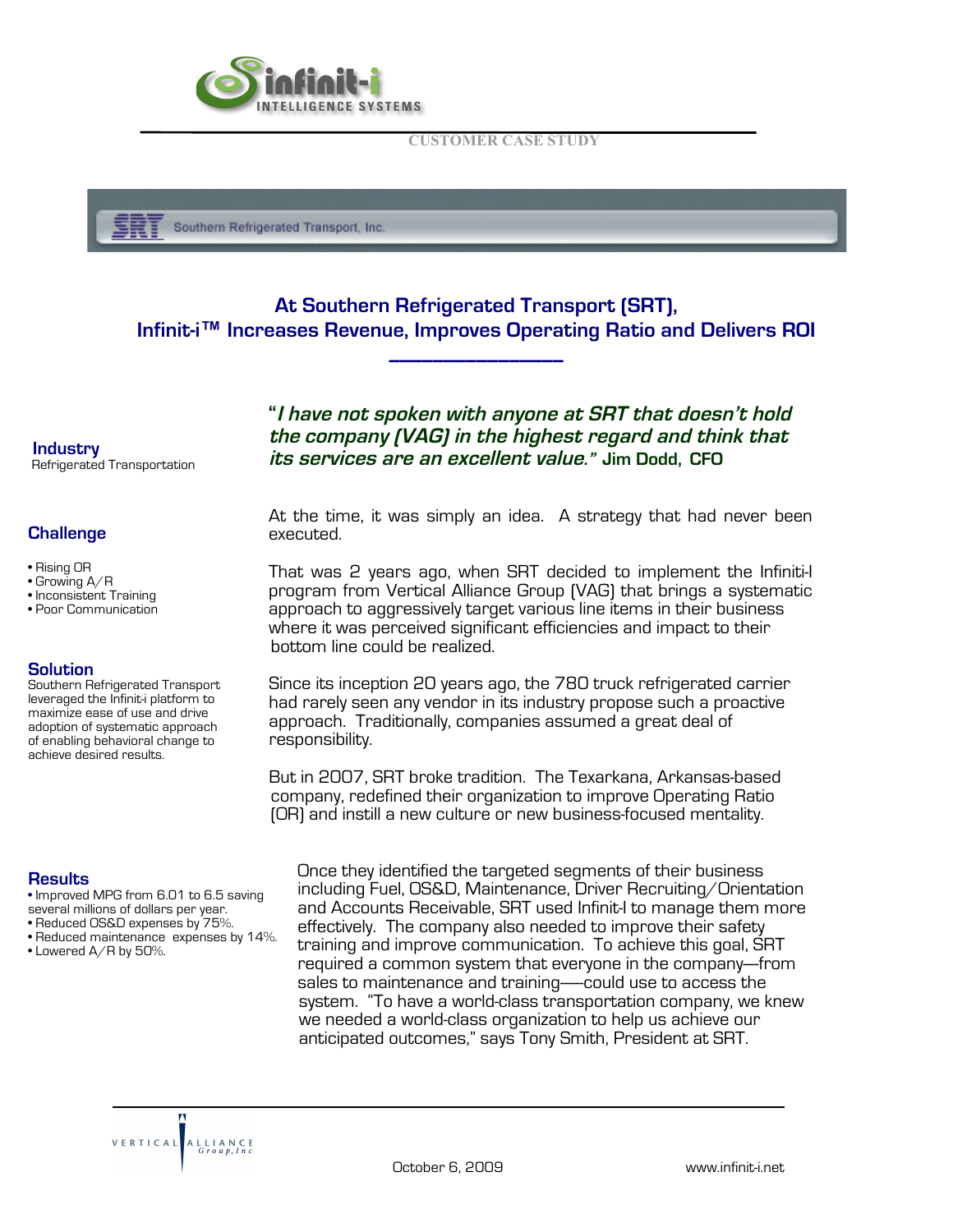CUSTOMER CASE STUDY

Southern Refrigerated Transport, Inc.

## At Southern Refrigerated Transport (SRT), Infinit-i™ Increases Revenue, Improves Operating Ratio and Delivers ROI

**Industry**
Refrigerated Transportation

**Challenge**

- Rising OR
- Growing A/R
- Inconsistent Training
- Poor Communication

**Solution**
Southern Refrigerated Transport leveraged the Infinit-i platform to maximize ease of use and drive adoption of systematic approach of enabling behavioral change to achieve desired results.

**Results**

- Improved MPG from 6.01 to 6.5 saving several millions of dollars per year.
- Reduced OS&D expenses by 75%.
- Reduced maintenance expenses by 14%.
- Lowered A/R by 50%.

***"I have not spoken with anyone at SRT that doesn't hold the company (VAG) in the highest regard and think that its services are an excellent value."*** **Jim Dodd, CFO**

At the time, it was simply an idea. A strategy that had never been executed.

That was 2 years ago, when SRT decided to implement the Infiniti-I program from Vertical Alliance Group (VAG) that brings a systematic approach to aggressively target various line items in their business where it was perceived significant efficiencies and impact to their bottom line could be realized.

Since its inception 20 years ago, the 780 truck refrigerated carrier had rarely seen any vendor in its industry propose such a proactive approach. Traditionally, companies assumed a great deal of responsibility.

But in 2007, SRT broke tradition. The Texarkana, Arkansas-based company, redefined their organization to improve Operating Ratio (OR) and instill a new culture or new business-focused mentality.

Once they identified the targeted segments of their business including Fuel, OS&D, Maintenance, Driver Recruiting/Orientation and Accounts Receivable, SRT used Infinit-I to manage them more effectively. The company also needed to improve their safety training and improve communication. To achieve this goal, SRT required a common system that everyone in the company—from sales to maintenance and training—-could use to access the system. "To have a world-class transportation company, we knew we needed a world-class organization to help us achieve our anticipated outcomes," says Tony Smith, President at SRT.

October 6, 2009 www.infinit-i.net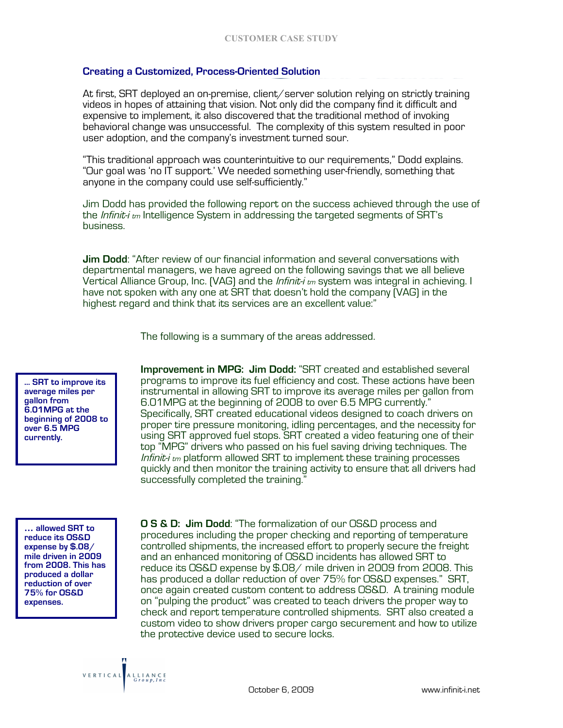## Creating a Customized, Process-Oriented Solution

At first, SRT deployed an on-premise, client/server solution relying on strictly training videos in hopes of attaining that vision. Not only did the company find it difficult and expensive to implement, it also discovered that the traditional method of invoking behavioral change was unsuccessful. The complexity of this system resulted in poor user adoption, and the company's investment turned sour.

"This traditional approach was counterintuitive to our requirements," Dodd explains. "Our goal was 'no IT support.' We needed something user-friendly, something that anyone in the company could use self-sufficiently."

Jim Dodd has provided the following report on the success achieved through the use of the *Infinit-i* tm Intelligence System in addressing the targeted segments of SRT's business.

**Jim Dodd**: "After review of our financial information and several conversations with departmental managers, we have agreed on the following savings that we all believe Vertical Alliance Group, Inc. (VAG) and the *Infinit-i* tm system was integral in achieving. I have not spoken with any one at SRT that doesn't hold the company (VAG) in the highest regard and think that its services are an excellent value:"

The following is a summary of the areas addressed.

> **... SRT to improve its average miles per gallon from 6.01MPG at the beginning of 2008 to over 6.5 MPG currently.**

**Improvement in MPG: Jim Dodd:** "SRT created and established several programs to improve its fuel efficiency and cost. These actions have been instrumental in allowing SRT to improve its average miles per gallon from 6.01MPG at the beginning of 2008 to over 6.5 MPG currently." Specifically, SRT created educational videos designed to coach drivers on proper tire pressure monitoring, idling percentages, and the necessity for using SRT approved fuel stops. SRT created a video featuring one of their top "MPG" drivers who passed on his fuel saving driving techniques. The *Infinit-i* tm platform allowed SRT to implement these training processes quickly and then monitor the training activity to ensure that all drivers had successfully completed the training."

> **... allowed SRT to reduce its OS&D expense by $.08/ mile driven in 2009 from 2008. This has produced a dollar reduction of over 75% for OS&D expenses.**

**O S & D: Jim Dodd**: "The formalization of our OS&D process and procedures including the proper checking and reporting of temperature controlled shipments, the increased effort to properly secure the freight and an enhanced monitoring of OS&D incidents has allowed SRT to reduce its OS&D expense by $.08/ mile driven in 2009 from 2008. This has produced a dollar reduction of over 75% for OS&D expenses." SRT, once again created custom content to address OS&D. A training module on "pulping the product" was created to teach drivers the proper way to check and report temperature controlled shipments. SRT also created a custom video to show drivers proper cargo securement and how to utilize the protective device used to secure locks.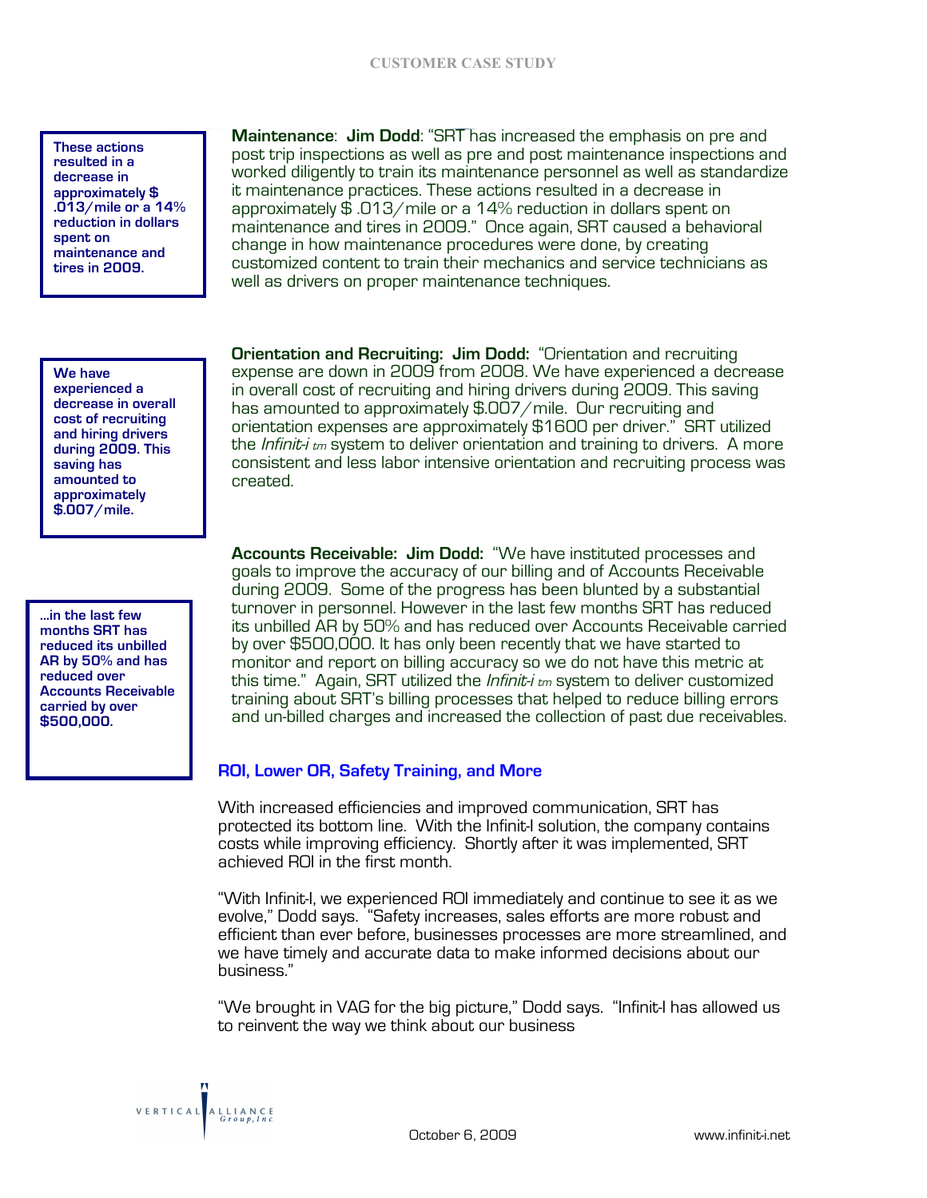> These actions resulted in a decrease in approximately $ .013/mile or a 14% reduction in dollars spent on maintenance and tires in 2009.

**Maintenance**: **Jim Dodd**: "SRT has increased the emphasis on pre and post trip inspections as well as pre and post maintenance inspections and worked diligently to train its maintenance personnel as well as standardize it maintenance practices. These actions resulted in a decrease in approximately $ .013/mile or a 14% reduction in dollars spent on maintenance and tires in 2009." Once again, SRT caused a behavioral change in how maintenance procedures were done, by creating customized content to train their mechanics and service technicians as well as drivers on proper maintenance techniques.

> We have experienced a decrease in overall cost of recruiting and hiring drivers during 2009. This saving has amounted to approximately $.007/mile.

**Orientation and Recruiting: Jim Dodd:** "Orientation and recruiting expense are down in 2009 from 2008. We have experienced a decrease in overall cost of recruiting and hiring drivers during 2009. This saving has amounted to approximately $.007/mile. Our recruiting and orientation expenses are approximately $1600 per driver." SRT utilized the *Infinit-i tm* system to deliver orientation and training to drivers. A more consistent and less labor intensive orientation and recruiting process was created.

> …in the last few months SRT has reduced its unbilled AR by 50% and has reduced over Accounts Receivable carried by over $500,000.

**Accounts Receivable: Jim Dodd:** "We have instituted processes and goals to improve the accuracy of our billing and of Accounts Receivable during 2009. Some of the progress has been blunted by a substantial turnover in personnel. However in the last few months SRT has reduced its unbilled AR by 50% and has reduced over Accounts Receivable carried by over $500,000. It has only been recently that we have started to monitor and report on billing accuracy so we do not have this metric at this time." Again, SRT utilized the *Infinit-i tm* system to deliver customized training about SRT's billing processes that helped to reduce billing errors and un-billed charges and increased the collection of past due receivables.

## ROI, Lower OR, Safety Training, and More

With increased efficiencies and improved communication, SRT has protected its bottom line. With the Infinit-I solution, the company contains costs while improving efficiency. Shortly after it was implemented, SRT achieved ROI in the first month.

"With Infinit-I, we experienced ROI immediately and continue to see it as we evolve," Dodd says. "Safety increases, sales efforts are more robust and efficient than ever before, businesses processes are more streamlined, and we have timely and accurate data to make informed decisions about our business."

"We brought in VAG for the big picture," Dodd says. "Infinit-I has allowed us to reinvent the way we think about our business